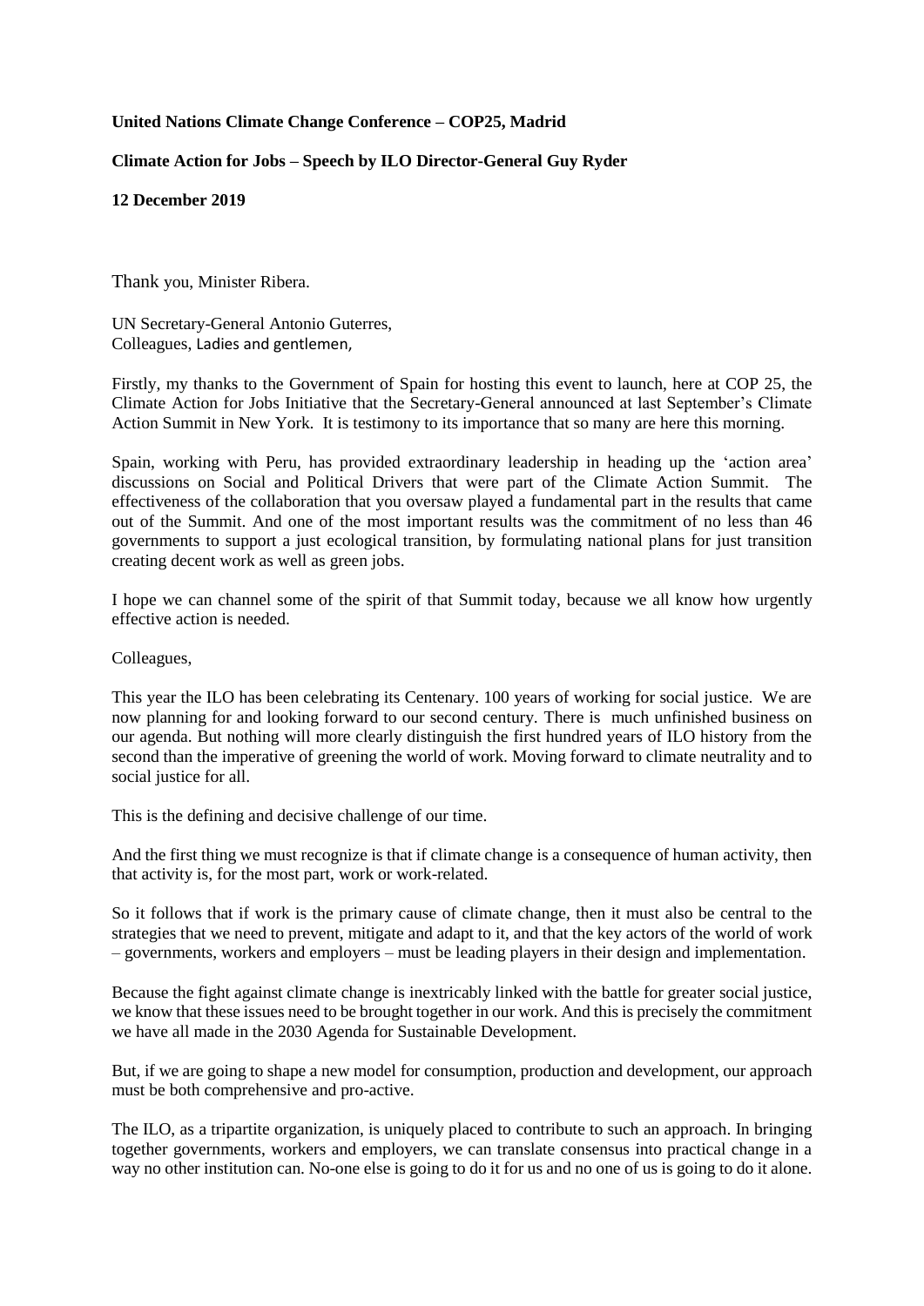**United Nations Climate Change Conference – COP25, Madrid**

**Climate Action for Jobs – Speech by ILO Director-General Guy Ryder**

**12 December 2019**

Thank you, Minister Ribera.

UN Secretary-General Antonio Guterres,
Colleagues, Ladies and gentlemen,

Firstly, my thanks to the Government of Spain for hosting this event to launch, here at COP 25, the Climate Action for Jobs Initiative that the Secretary-General announced at last September's Climate Action Summit in New York. It is testimony to its importance that so many are here this morning.

Spain, working with Peru, has provided extraordinary leadership in heading up the 'action area' discussions on Social and Political Drivers that were part of the Climate Action Summit. The effectiveness of the collaboration that you oversaw played a fundamental part in the results that came out of the Summit. And one of the most important results was the commitment of no less than 46 governments to support a just ecological transition, by formulating national plans for just transition creating decent work as well as green jobs.

I hope we can channel some of the spirit of that Summit today, because we all know how urgently effective action is needed.

Colleagues,

This year the ILO has been celebrating its Centenary. 100 years of working for social justice. We are now planning for and looking forward to our second century. There is much unfinished business on our agenda. But nothing will more clearly distinguish the first hundred years of ILO history from the second than the imperative of greening the world of work. Moving forward to climate neutrality and to social justice for all.

This is the defining and decisive challenge of our time.

And the first thing we must recognize is that if climate change is a consequence of human activity, then that activity is, for the most part, work or work-related.

So it follows that if work is the primary cause of climate change, then it must also be central to the strategies that we need to prevent, mitigate and adapt to it, and that the key actors of the world of work – governments, workers and employers – must be leading players in their design and implementation.

Because the fight against climate change is inextricably linked with the battle for greater social justice, we know that these issues need to be brought together in our work. And this is precisely the commitment we have all made in the 2030 Agenda for Sustainable Development.

But, if we are going to shape a new model for consumption, production and development, our approach must be both comprehensive and pro-active.

The ILO, as a tripartite organization, is uniquely placed to contribute to such an approach. In bringing together governments, workers and employers, we can translate consensus into practical change in a way no other institution can. No-one else is going to do it for us and no one of us is going to do it alone.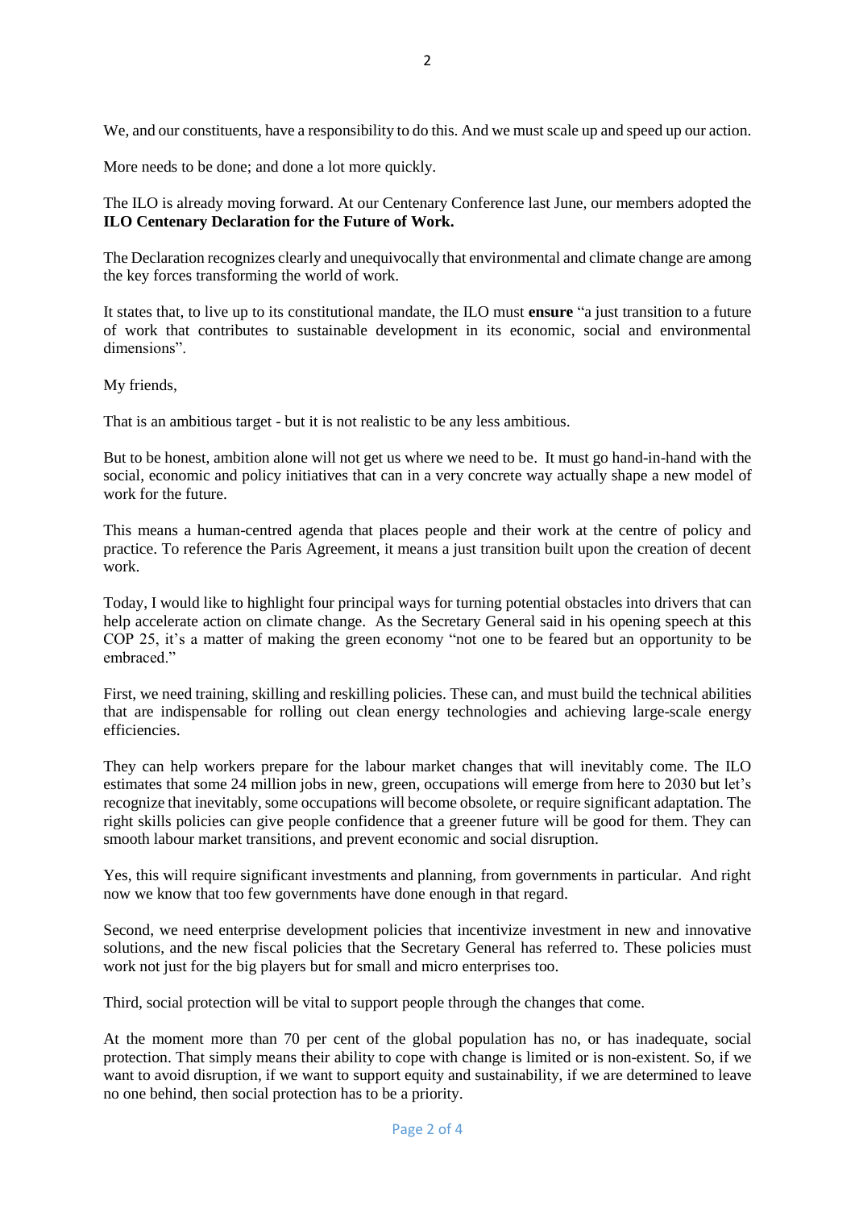We, and our constituents, have a responsibility to do this. And we must scale up and speed up our action.

More needs to be done; and done a lot more quickly.

The ILO is already moving forward. At our Centenary Conference last June, our members adopted the **ILO Centenary Declaration for the Future of Work.**

The Declaration recognizes clearly and unequivocally that environmental and climate change are among the key forces transforming the world of work.

It states that, to live up to its constitutional mandate, the ILO must **ensure** "a just transition to a future of work that contributes to sustainable development in its economic, social and environmental dimensions".

My friends,

That is an ambitious target - but it is not realistic to be any less ambitious.

But to be honest, ambition alone will not get us where we need to be. It must go hand-in-hand with the social, economic and policy initiatives that can in a very concrete way actually shape a new model of work for the future.

This means a human-centred agenda that places people and their work at the centre of policy and practice. To reference the Paris Agreement, it means a just transition built upon the creation of decent work.

Today, I would like to highlight four principal ways for turning potential obstacles into drivers that can help accelerate action on climate change. As the Secretary General said in his opening speech at this COP 25, it's a matter of making the green economy "not one to be feared but an opportunity to be embraced."

First, we need training, skilling and reskilling policies. These can, and must build the technical abilities that are indispensable for rolling out clean energy technologies and achieving large-scale energy efficiencies.

They can help workers prepare for the labour market changes that will inevitably come. The ILO estimates that some 24 million jobs in new, green, occupations will emerge from here to 2030 but let's recognize that inevitably, some occupations will become obsolete, or require significant adaptation. The right skills policies can give people confidence that a greener future will be good for them. They can smooth labour market transitions, and prevent economic and social disruption.

Yes, this will require significant investments and planning, from governments in particular. And right now we know that too few governments have done enough in that regard.

Second, we need enterprise development policies that incentivize investment in new and innovative solutions, and the new fiscal policies that the Secretary General has referred to. These policies must work not just for the big players but for small and micro enterprises too.

Third, social protection will be vital to support people through the changes that come.

At the moment more than 70 per cent of the global population has no, or has inadequate, social protection. That simply means their ability to cope with change is limited or is non-existent. So, if we want to avoid disruption, if we want to support equity and sustainability, if we are determined to leave no one behind, then social protection has to be a priority.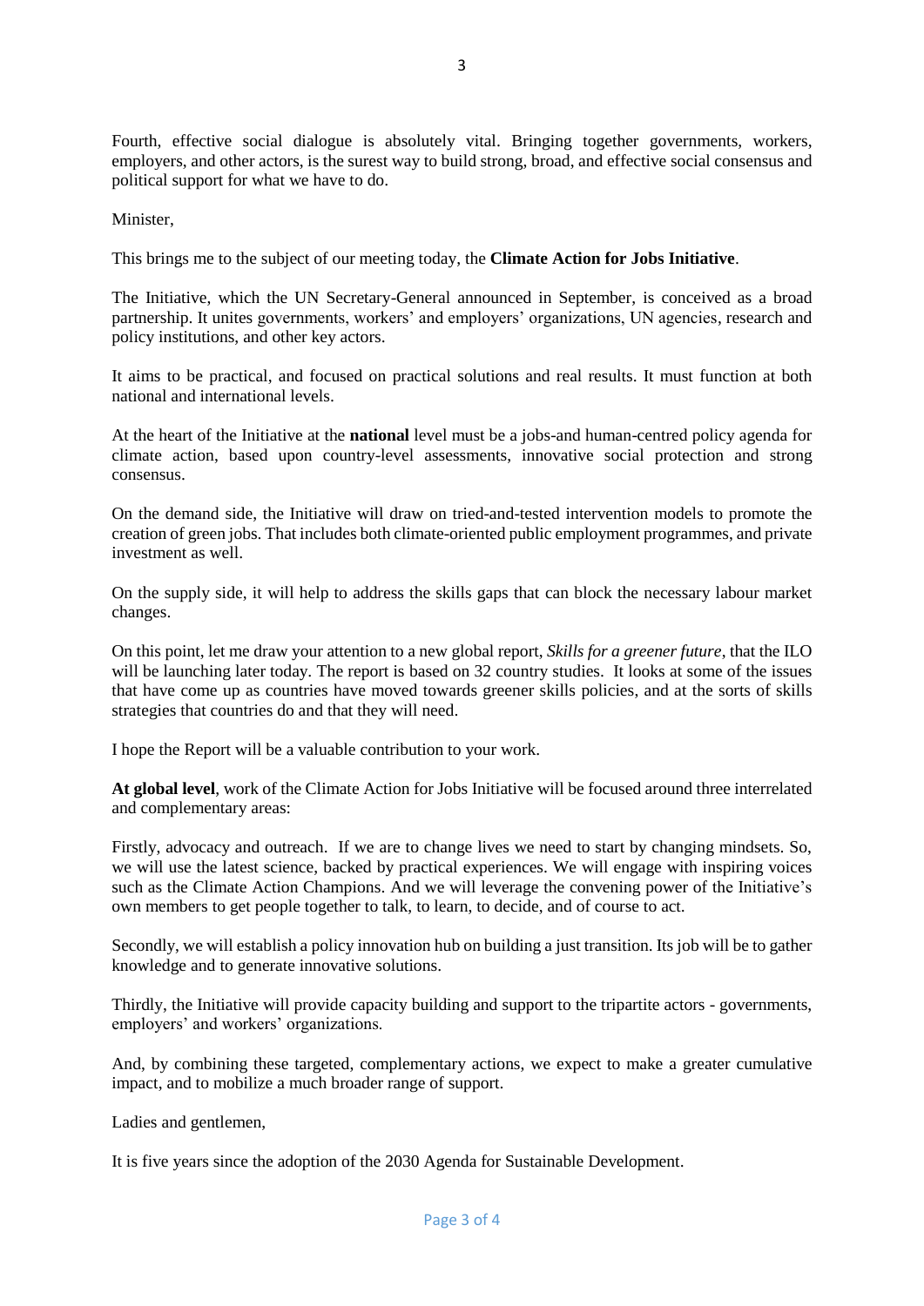Fourth, effective social dialogue is absolutely vital. Bringing together governments, workers, employers, and other actors, is the surest way to build strong, broad, and effective social consensus and political support for what we have to do.

Minister,

This brings me to the subject of our meeting today, the **Climate Action for Jobs Initiative**.

The Initiative, which the UN Secretary-General announced in September, is conceived as a broad partnership. It unites governments, workers' and employers' organizations, UN agencies, research and policy institutions, and other key actors.

It aims to be practical, and focused on practical solutions and real results. It must function at both national and international levels.

At the heart of the Initiative at the **national** level must be a jobs-and human-centred policy agenda for climate action, based upon country-level assessments, innovative social protection and strong consensus.

On the demand side, the Initiative will draw on tried-and-tested intervention models to promote the creation of green jobs. That includes both climate-oriented public employment programmes, and private investment as well.

On the supply side, it will help to address the skills gaps that can block the necessary labour market changes.

On this point, let me draw your attention to a new global report, *Skills for a greener future*, that the ILO will be launching later today. The report is based on 32 country studies. It looks at some of the issues that have come up as countries have moved towards greener skills policies, and at the sorts of skills strategies that countries do and that they will need.

I hope the Report will be a valuable contribution to your work.

**At global level**, work of the Climate Action for Jobs Initiative will be focused around three interrelated and complementary areas:

Firstly, advocacy and outreach. If we are to change lives we need to start by changing mindsets. So, we will use the latest science, backed by practical experiences. We will engage with inspiring voices such as the Climate Action Champions. And we will leverage the convening power of the Initiative's own members to get people together to talk, to learn, to decide, and of course to act.

Secondly, we will establish a policy innovation hub on building a just transition. Its job will be to gather knowledge and to generate innovative solutions.

Thirdly, the Initiative will provide capacity building and support to the tripartite actors - governments, employers' and workers' organizations.

And, by combining these targeted, complementary actions, we expect to make a greater cumulative impact, and to mobilize a much broader range of support.

Ladies and gentlemen,

It is five years since the adoption of the 2030 Agenda for Sustainable Development.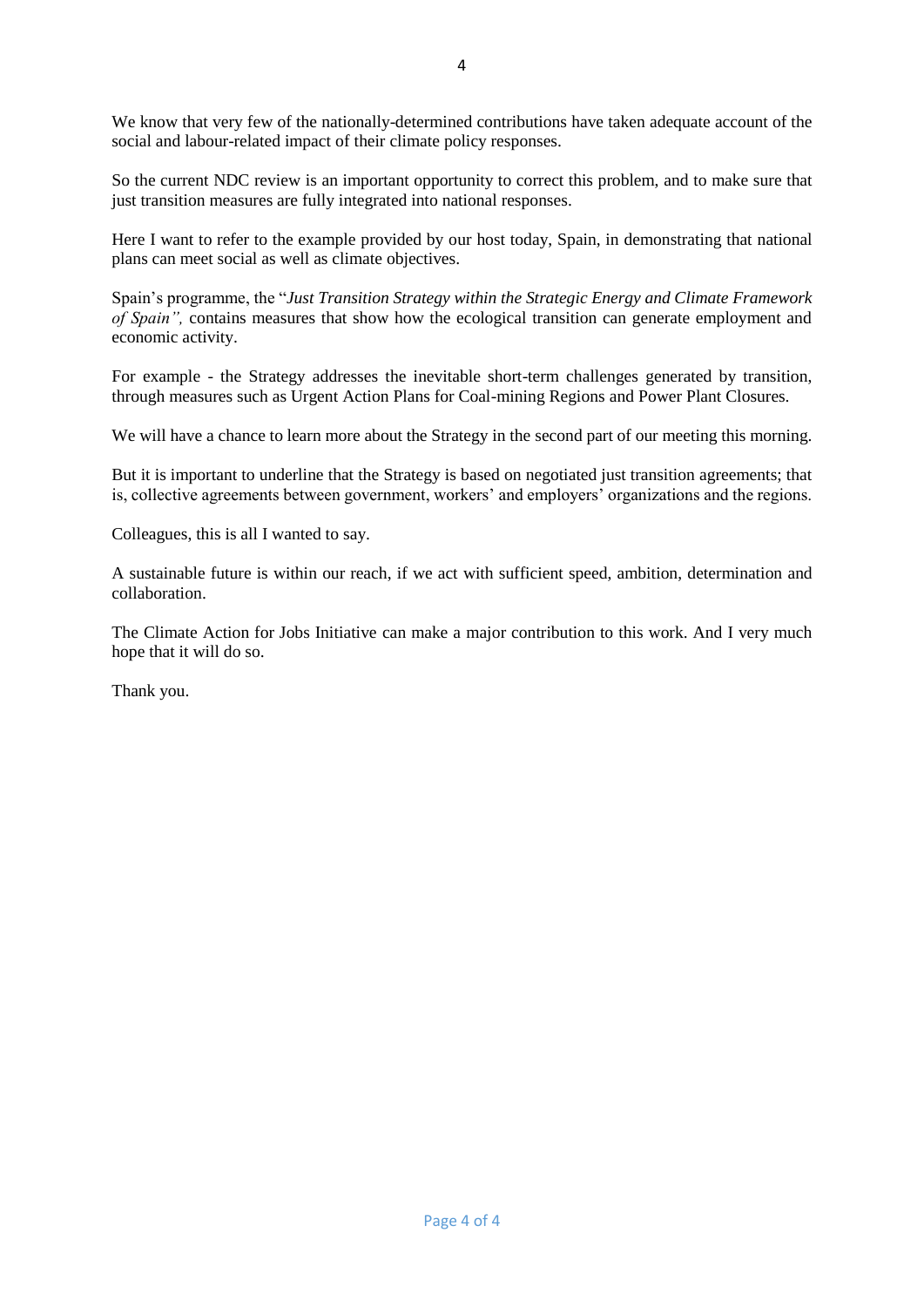We know that very few of the nationally-determined contributions have taken adequate account of the social and labour-related impact of their climate policy responses.

So the current NDC review is an important opportunity to correct this problem, and to make sure that just transition measures are fully integrated into national responses.

Here I want to refer to the example provided by our host today, Spain, in demonstrating that national plans can meet social as well as climate objectives.

Spain's programme, the "*Just Transition Strategy within the Strategic Energy and Climate Framework of Spain",* contains measures that show how the ecological transition can generate employment and economic activity.

For example - the Strategy addresses the inevitable short-term challenges generated by transition, through measures such as Urgent Action Plans for Coal-mining Regions and Power Plant Closures.

We will have a chance to learn more about the Strategy in the second part of our meeting this morning.

But it is important to underline that the Strategy is based on negotiated just transition agreements; that is, collective agreements between government, workers' and employers' organizations and the regions.

Colleagues, this is all I wanted to say.

A sustainable future is within our reach, if we act with sufficient speed, ambition, determination and collaboration.

The Climate Action for Jobs Initiative can make a major contribution to this work. And I very much hope that it will do so.

Thank you.